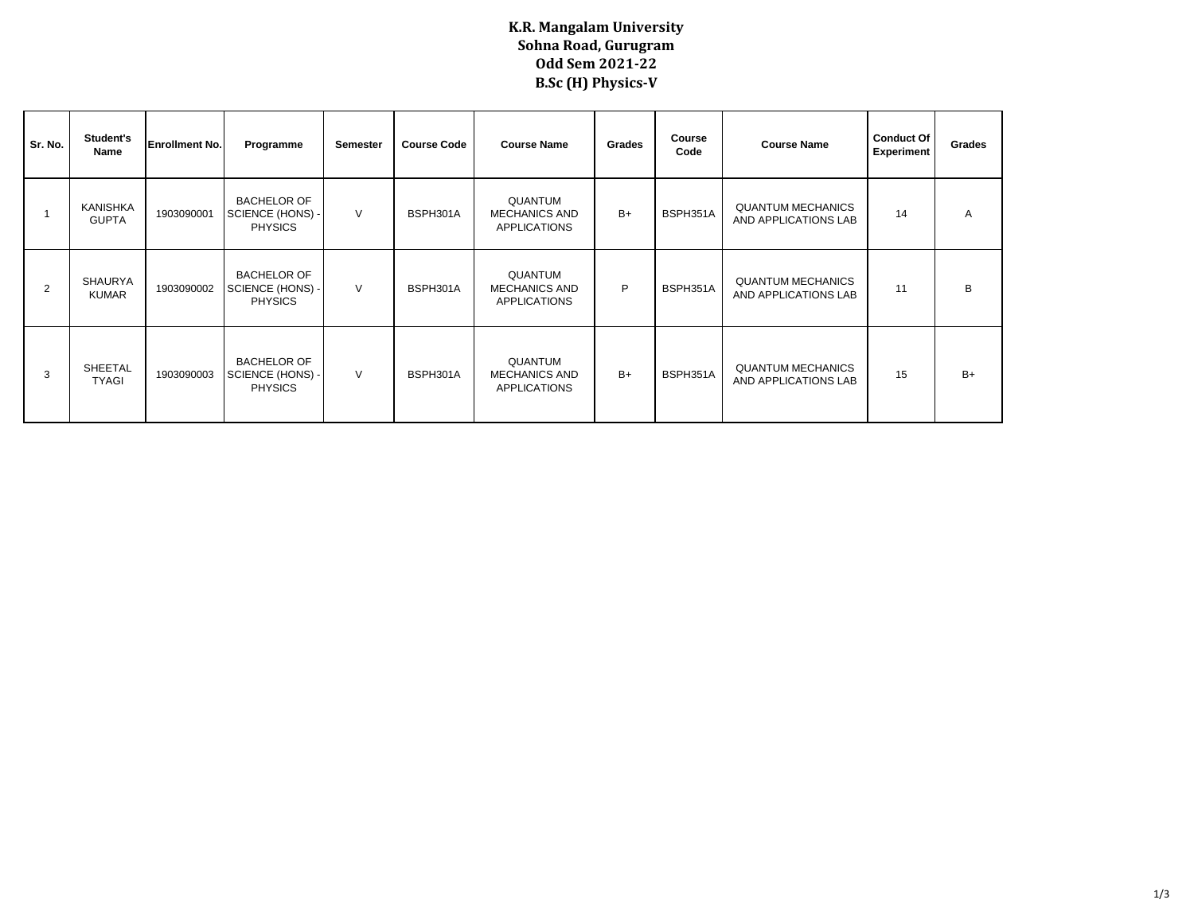# K.R. Mangalam University
## Sohna Road, Gurugram
## Odd Sem 2021-22
## B.Sc (H) Physics-V

| Sr. No. | Student's Name | Enrollment No. | Programme | Semester | Course Code | Course Name | Grades | Course Code | Course Name | Conduct Of Experiment | Grades |
|---|---|---|---|---|---|---|---|---|---|---|---|
| 1 | KANISHKA GUPTA | 1903090001 | BACHELOR OF SCIENCE (HONS) - PHYSICS | V | BSPH301A | QUANTUM MECHANICS AND APPLICATIONS | B+ | BSPH351A | QUANTUM MECHANICS AND APPLICATIONS LAB | 14 | A |
| 2 | SHAURYA KUMAR | 1903090002 | BACHELOR OF SCIENCE (HONS) - PHYSICS | V | BSPH301A | QUANTUM MECHANICS AND APPLICATIONS | P | BSPH351A | QUANTUM MECHANICS AND APPLICATIONS LAB | 11 | B |
| 3 | SHEETAL TYAGI | 1903090003 | BACHELOR OF SCIENCE (HONS) - PHYSICS | V | BSPH301A | QUANTUM MECHANICS AND APPLICATIONS | B+ | BSPH351A | QUANTUM MECHANICS AND APPLICATIONS LAB | 15 | B+ |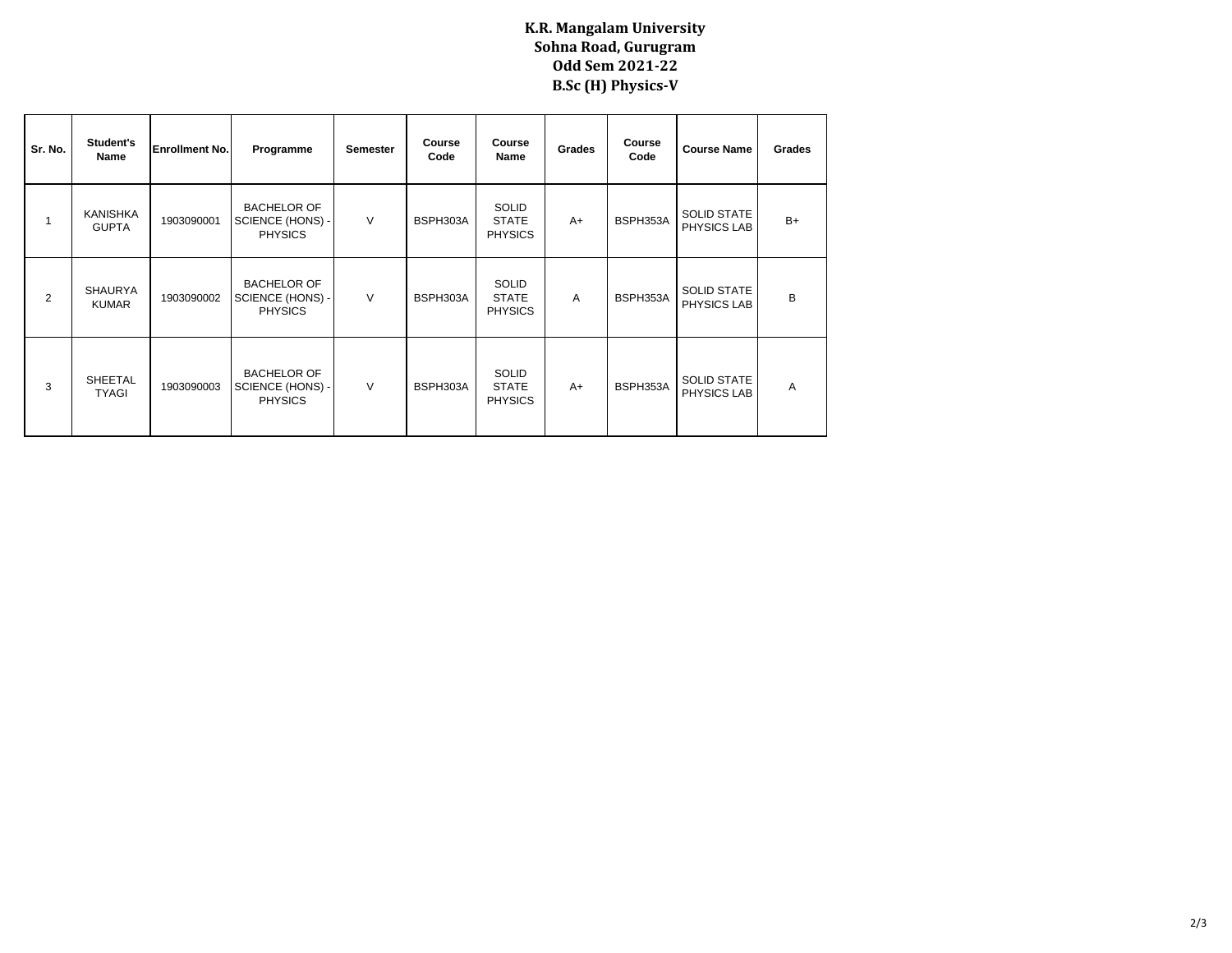# K.R. Mangalam University
## Sohna Road, Gurugram
## Odd Sem 2021-22
## B.Sc (H) Physics-V

| Sr. No. | Student's Name | Enrollment No. | Programme | Semester | Course Code | Course Name | Grades | Course Code | Course Name | Grades |
|---|---|---|---|---|---|---|---|---|---|---|
| 1 | KANISHKA GUPTA | 1903090001 | BACHELOR OF SCIENCE (HONS) - PHYSICS | V | BSPH303A | SOLID STATE PHYSICS | A+ | BSPH353A | SOLID STATE PHYSICS LAB | B+ |
| 2 | SHAURYA KUMAR | 1903090002 | BACHELOR OF SCIENCE (HONS) - PHYSICS | V | BSPH303A | SOLID STATE PHYSICS | A | BSPH353A | SOLID STATE PHYSICS LAB | B |
| 3 | SHEETAL TYAGI | 1903090003 | BACHELOR OF SCIENCE (HONS) - PHYSICS | V | BSPH303A | SOLID STATE PHYSICS | A+ | BSPH353A | SOLID STATE PHYSICS LAB | A |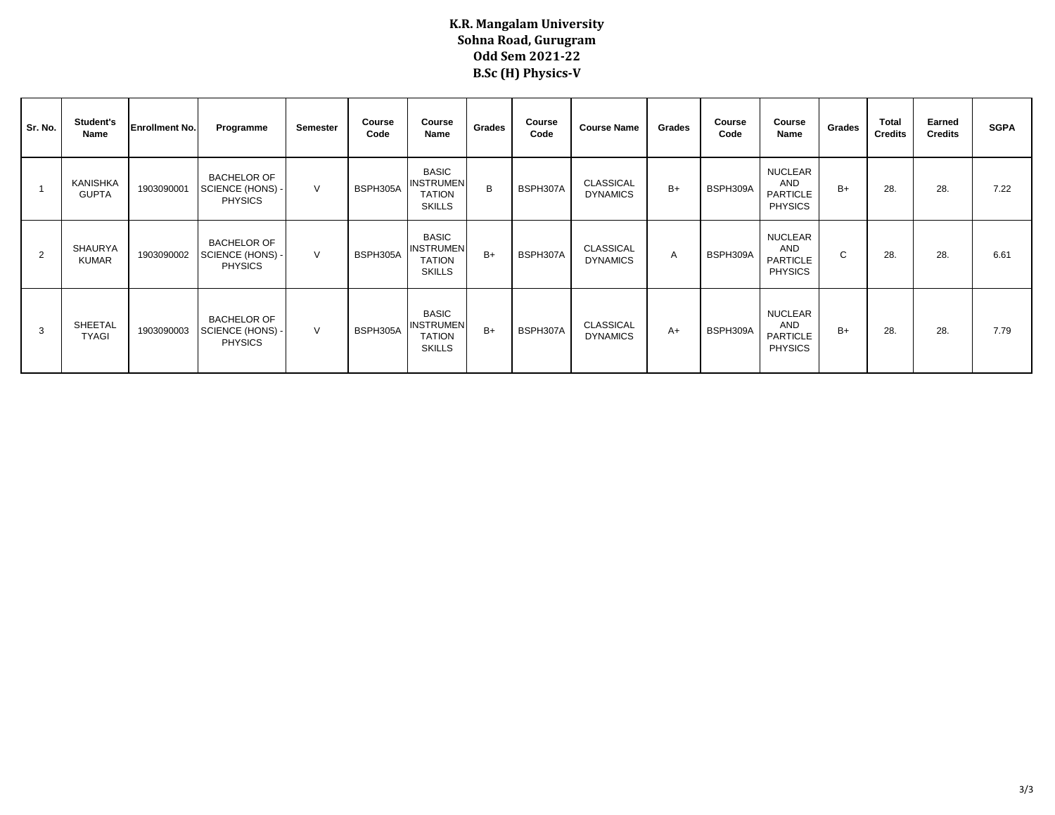# K.R. Mangalam University
## Sohna Road, Gurugram
## Odd Sem 2021-22
## B.Sc (H) Physics-V

| Sr. No. | Student's Name | Enrollment No. | Programme | Semester | Course Code | Course Name | Grades | Course Code | Course Name | Grades | Course Code | Course Name | Grades | Total Credits | Earned Credits | SGPA |
|---|---|---|---|---|---|---|---|---|---|---|---|---|---|---|---|---|
| 1 | KANISHKA GUPTA | 1903090001 | BACHELOR OF SCIENCE (HONS) - PHYSICS | V | BSPH305A | BASIC INSTRUMENTATION SKILLS | B | BSPH307A | CLASSICAL DYNAMICS | B+ | BSPH309A | NUCLEAR AND PARTICLE PHYSICS | B+ | 28. | 28. | 7.22 |
| 2 | SHAURYA KUMAR | 1903090002 | BACHELOR OF SCIENCE (HONS) - PHYSICS | V | BSPH305A | BASIC INSTRUMENTATION SKILLS | B+ | BSPH307A | CLASSICAL DYNAMICS | A | BSPH309A | NUCLEAR AND PARTICLE PHYSICS | C | 28. | 28. | 6.61 |
| 3 | SHEETAL TYAGI | 1903090003 | BACHELOR OF SCIENCE (HONS) - PHYSICS | V | BSPH305A | BASIC INSTRUMENTATION SKILLS | B+ | BSPH307A | CLASSICAL DYNAMICS | A+ | BSPH309A | NUCLEAR AND PARTICLE PHYSICS | B+ | 28. | 28. | 7.79 |